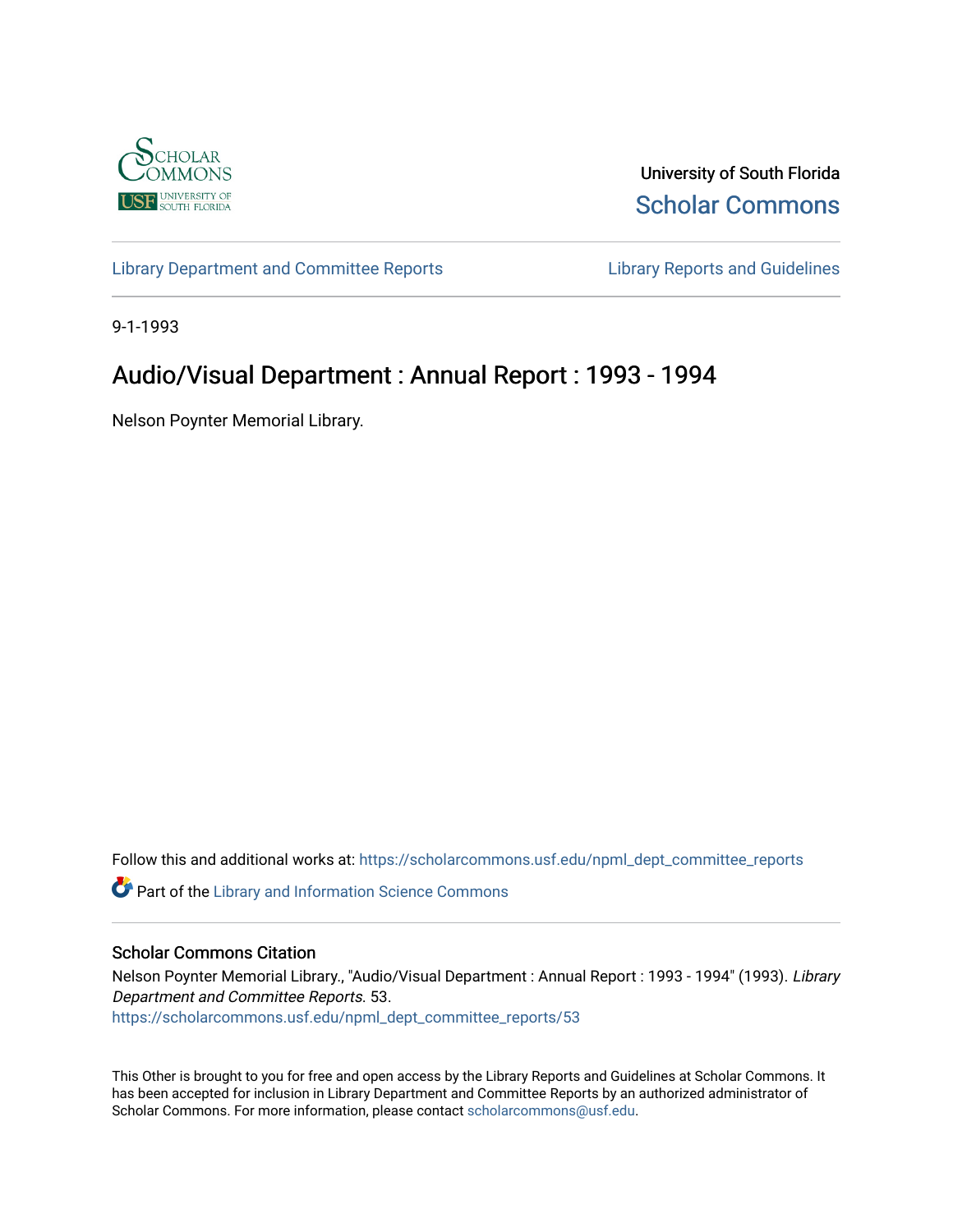University of South Florida

Scholar Commons

Library Department and Committee Reports

Library Reports and Guidelines

9-1-1993

# Audio/Visual Department : Annual Report : 1993 - 1994

Nelson Poynter Memorial Library.

Follow this and additional works at: https://scholarcommons.usf.edu/npml_dept_committee_reports

Part of the Library and Information Science Commons

## Scholar Commons Citation

Nelson Poynter Memorial Library., "Audio/Visual Department : Annual Report : 1993 - 1994" (1993). *Library Department and Committee Reports*. 53.
https://scholarcommons.usf.edu/npml_dept_committee_reports/53

This Other is brought to you for free and open access by the Library Reports and Guidelines at Scholar Commons. It has been accepted for inclusion in Library Department and Committee Reports by an authorized administrator of Scholar Commons. For more information, please contact scholarcommons@usf.edu.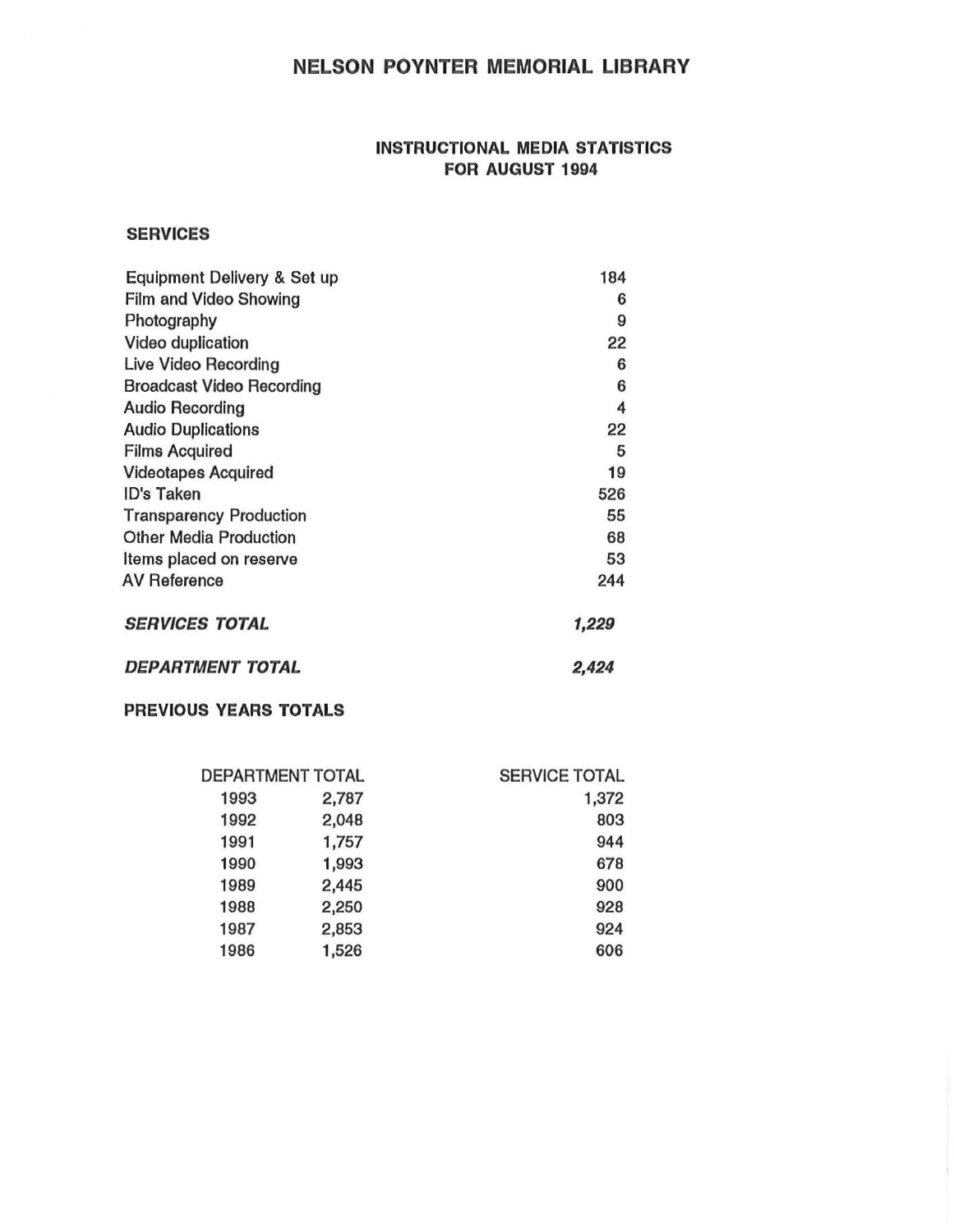# NELSON POYNTER MEMORIAL LIBRARY

## INSTRUCTIONAL MEDIA STATISTICS
## FOR AUGUST 1994

### SERVICES

| | |
|---|---|
| Equipment Delivery & Set up | 184 |
| Film and Video Showing | 6 |
| Photography | 9 |
| Video duplication | 22 |
| Live Video Recording | 6 |
| Broadcast Video Recording | 6 |
| Audio Recording | 4 |
| Audio Duplications | 22 |
| Films Acquired | 5 |
| Videotapes Acquired | 19 |
| ID's Taken | 526 |
| Transparency Production | 55 |
| Other Media Production | 68 |
| Items placed on reserve | 53 |
| AV Reference | 244 |
| ***SERVICES TOTAL*** | ***1,229*** |
| ***DEPARTMENT TOTAL*** | ***2,424*** |

### PREVIOUS YEARS TOTALS

| DEPARTMENT TOTAL | | SERVICE TOTAL |
|---|---|---|
| 1993 | 2,787 | 1,372 |
| 1992 | 2,048 | 803 |
| 1991 | 1,757 | 944 |
| 1990 | 1,993 | 678 |
| 1989 | 2,445 | 900 |
| 1988 | 2,250 | 928 |
| 1987 | 2,853 | 924 |
| 1986 | 1,526 | 606 |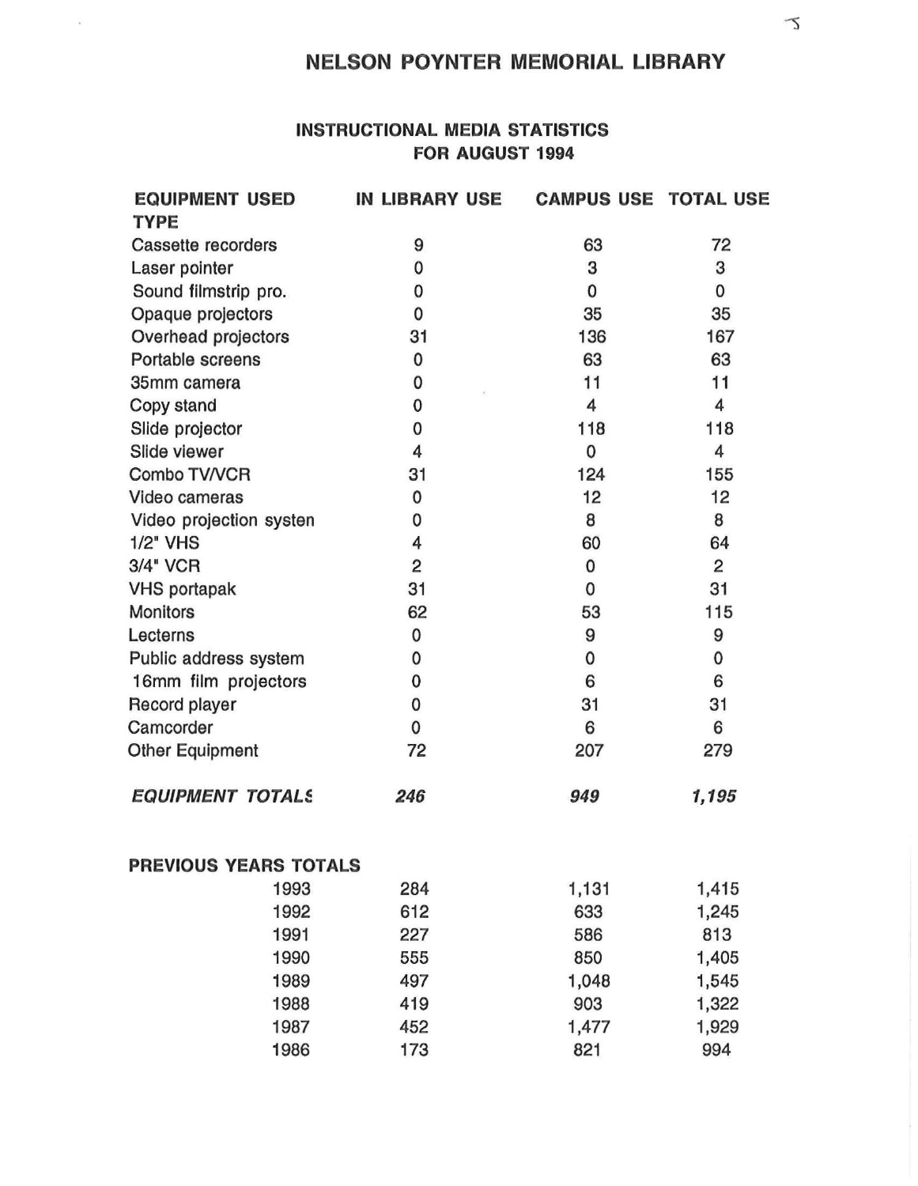# NELSON POYNTER MEMORIAL LIBRARY

## INSTRUCTIONAL MEDIA STATISTICS FOR AUGUST 1994

| EQUIPMENT USED TYPE | IN LIBRARY USE | CAMPUS USE | TOTAL USE |
|---|---|---|---|
| Cassette recorders | 9 | 63 | 72 |
| Laser pointer | 0 | 3 | 3 |
| Sound filmstrip pro. | 0 | 0 | 0 |
| Opaque projectors | 0 | 35 | 35 |
| Overhead projectors | 31 | 136 | 167 |
| Portable screens | 0 | 63 | 63 |
| 35mm camera | 0 | 11 | 11 |
| Copy stand | 0 | 4 | 4 |
| Slide projector | 0 | 118 | 118 |
| Slide viewer | 4 | 0 | 4 |
| Combo TV/VCR | 31 | 124 | 155 |
| Video cameras | 0 | 12 | 12 |
| Video projection systen | 0 | 8 | 8 |
| 1/2" VHS | 4 | 60 | 64 |
| 3/4" VCR | 2 | 0 | 2 |
| VHS portapak | 31 | 0 | 31 |
| Monitors | 62 | 53 | 115 |
| Lecterns | 0 | 9 | 9 |
| Public address system | 0 | 0 | 0 |
| 16mm film projectors | 0 | 6 | 6 |
| Record player | 0 | 31 | 31 |
| Camcorder | 0 | 6 | 6 |
| Other Equipment | 72 | 207 | 279 |
| ***EQUIPMENT TOTALS*** | ***246*** | ***949*** | ***1,195*** |

| PREVIOUS YEARS TOTALS | | | |
|---|---|---|---|
| 1993 | 284 | 1,131 | 1,415 |
| 1992 | 612 | 633 | 1,245 |
| 1991 | 227 | 586 | 813 |
| 1990 | 555 | 850 | 1,405 |
| 1989 | 497 | 1,048 | 1,545 |
| 1988 | 419 | 903 | 1,322 |
| 1987 | 452 | 1,477 | 1,929 |
| 1986 | 173 | 821 | 994 |